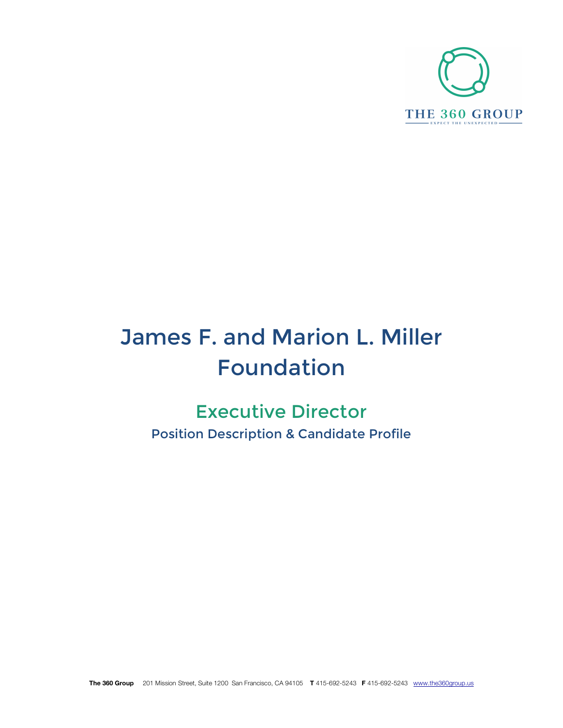THE 360 GROUP

EXPECT THE UNEXPECTED

# James F. and Marion L. Miller Foundation

## Executive Director

### Position Description & Candidate Profile

**The 360 Group** 201 Mission Street, Suite 1200 San Francisco, CA 94105 **T** 415-692-5243 **F** 415-692-5243 www.the360group.us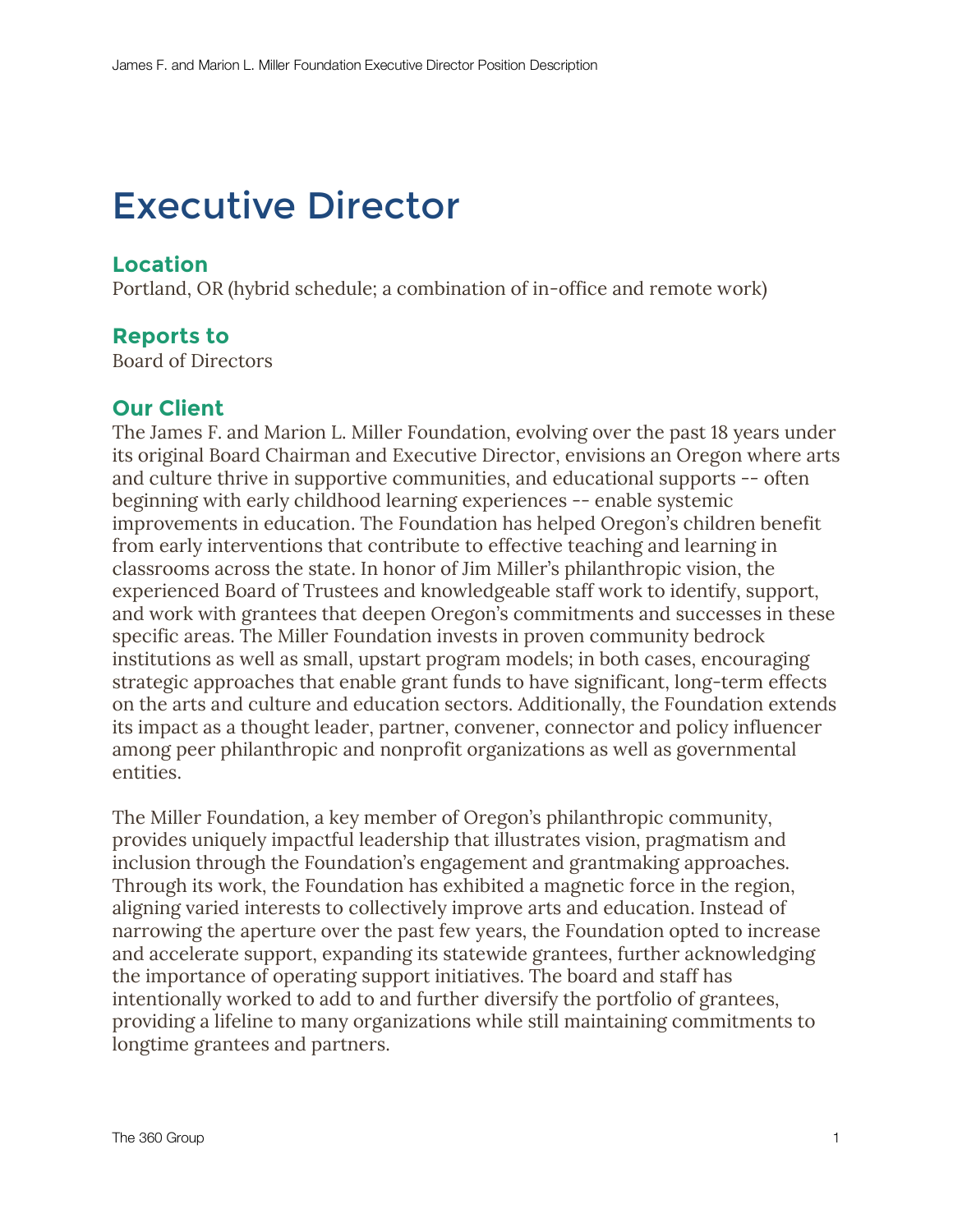# Executive Director

## Location

Portland, OR (hybrid schedule; a combination of in-office and remote work)

## Reports to

Board of Directors

## Our Client

The James F. and Marion L. Miller Foundation, evolving over the past 18 years under its original Board Chairman and Executive Director, envisions an Oregon where arts and culture thrive in supportive communities, and educational supports -- often beginning with early childhood learning experiences -- enable systemic improvements in education. The Foundation has helped Oregon's children benefit from early interventions that contribute to effective teaching and learning in classrooms across the state. In honor of Jim Miller's philanthropic vision, the experienced Board of Trustees and knowledgeable staff work to identify, support, and work with grantees that deepen Oregon's commitments and successes in these specific areas. The Miller Foundation invests in proven community bedrock institutions as well as small, upstart program models; in both cases, encouraging strategic approaches that enable grant funds to have significant, long-term effects on the arts and culture and education sectors. Additionally, the Foundation extends its impact as a thought leader, partner, convener, connector and policy influencer among peer philanthropic and nonprofit organizations as well as governmental entities.

The Miller Foundation, a key member of Oregon's philanthropic community, provides uniquely impactful leadership that illustrates vision, pragmatism and inclusion through the Foundation's engagement and grantmaking approaches. Through its work, the Foundation has exhibited a magnetic force in the region, aligning varied interests to collectively improve arts and education. Instead of narrowing the aperture over the past few years, the Foundation opted to increase and accelerate support, expanding its statewide grantees, further acknowledging the importance of operating support initiatives. The board and staff has intentionally worked to add to and further diversify the portfolio of grantees, providing a lifeline to many organizations while still maintaining commitments to longtime grantees and partners.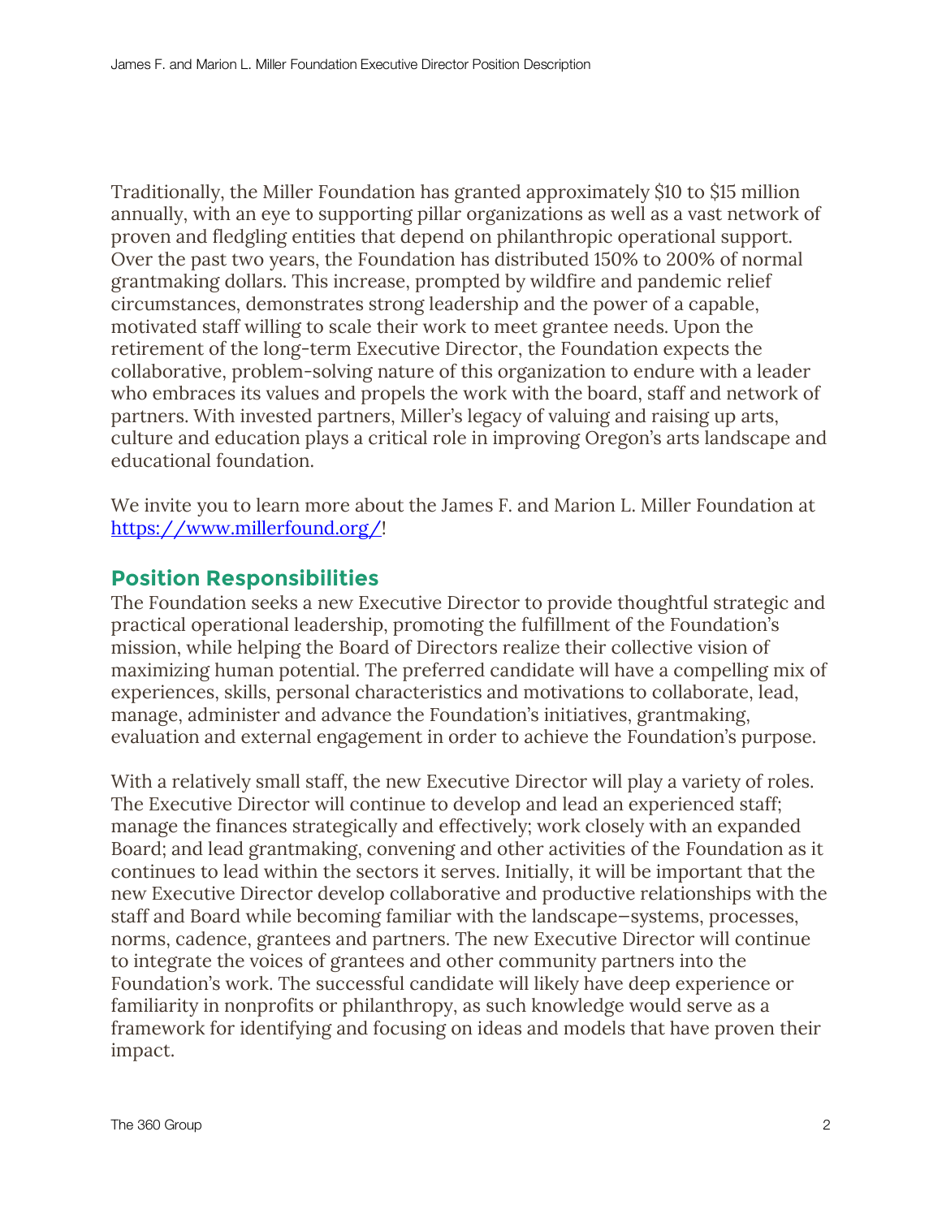Traditionally, the Miller Foundation has granted approximately $10 to $15 million annually, with an eye to supporting pillar organizations as well as a vast network of proven and fledgling entities that depend on philanthropic operational support. Over the past two years, the Foundation has distributed 150% to 200% of normal grantmaking dollars. This increase, prompted by wildfire and pandemic relief circumstances, demonstrates strong leadership and the power of a capable, motivated staff willing to scale their work to meet grantee needs. Upon the retirement of the long-term Executive Director, the Foundation expects the collaborative, problem-solving nature of this organization to endure with a leader who embraces its values and propels the work with the board, staff and network of partners. With invested partners, Miller's legacy of valuing and raising up arts, culture and education plays a critical role in improving Oregon's arts landscape and educational foundation.

We invite you to learn more about the James F. and Marion L. Miller Foundation at [https://www.millerfound.org/](https://www.millerfound.org/)!

## Position Responsibilities

The Foundation seeks a new Executive Director to provide thoughtful strategic and practical operational leadership, promoting the fulfillment of the Foundation's mission, while helping the Board of Directors realize their collective vision of maximizing human potential. The preferred candidate will have a compelling mix of experiences, skills, personal characteristics and motivations to collaborate, lead, manage, administer and advance the Foundation's initiatives, grantmaking, evaluation and external engagement in order to achieve the Foundation's purpose.

With a relatively small staff, the new Executive Director will play a variety of roles. The Executive Director will continue to develop and lead an experienced staff; manage the finances strategically and effectively; work closely with an expanded Board; and lead grantmaking, convening and other activities of the Foundation as it continues to lead within the sectors it serves. Initially, it will be important that the new Executive Director develop collaborative and productive relationships with the staff and Board while becoming familiar with the landscape—systems, processes, norms, cadence, grantees and partners. The new Executive Director will continue to integrate the voices of grantees and other community partners into the Foundation's work. The successful candidate will likely have deep experience or familiarity in nonprofits or philanthropy, as such knowledge would serve as a framework for identifying and focusing on ideas and models that have proven their impact.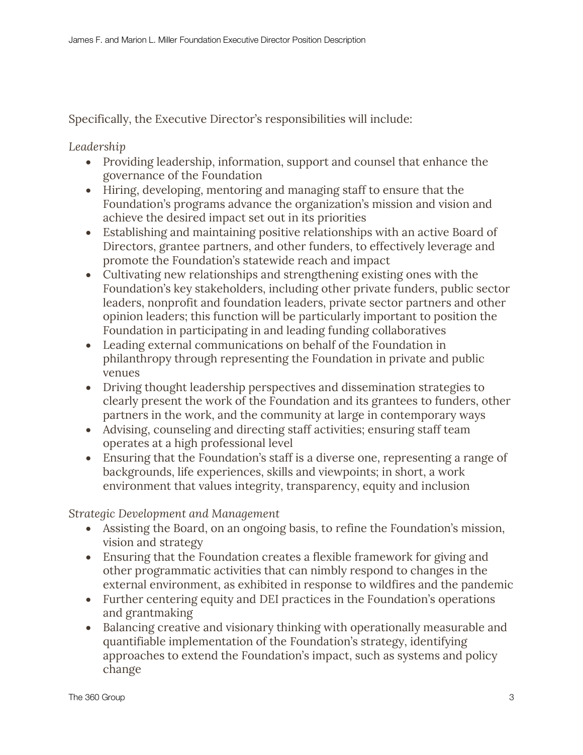Specifically, the Executive Director's responsibilities will include:

*Leadership*

- Providing leadership, information, support and counsel that enhance the governance of the Foundation
- Hiring, developing, mentoring and managing staff to ensure that the Foundation's programs advance the organization's mission and vision and achieve the desired impact set out in its priorities
- Establishing and maintaining positive relationships with an active Board of Directors, grantee partners, and other funders, to effectively leverage and promote the Foundation's statewide reach and impact
- Cultivating new relationships and strengthening existing ones with the Foundation's key stakeholders, including other private funders, public sector leaders, nonprofit and foundation leaders, private sector partners and other opinion leaders; this function will be particularly important to position the Foundation in participating in and leading funding collaboratives
- Leading external communications on behalf of the Foundation in philanthropy through representing the Foundation in private and public venues
- Driving thought leadership perspectives and dissemination strategies to clearly present the work of the Foundation and its grantees to funders, other partners in the work, and the community at large in contemporary ways
- Advising, counseling and directing staff activities; ensuring staff team operates at a high professional level
- Ensuring that the Foundation's staff is a diverse one, representing a range of backgrounds, life experiences, skills and viewpoints; in short, a work environment that values integrity, transparency, equity and inclusion

*Strategic Development and Management*

- Assisting the Board, on an ongoing basis, to refine the Foundation's mission, vision and strategy
- Ensuring that the Foundation creates a flexible framework for giving and other programmatic activities that can nimbly respond to changes in the external environment, as exhibited in response to wildfires and the pandemic
- Further centering equity and DEI practices in the Foundation's operations and grantmaking
- Balancing creative and visionary thinking with operationally measurable and quantifiable implementation of the Foundation's strategy, identifying approaches to extend the Foundation's impact, such as systems and policy change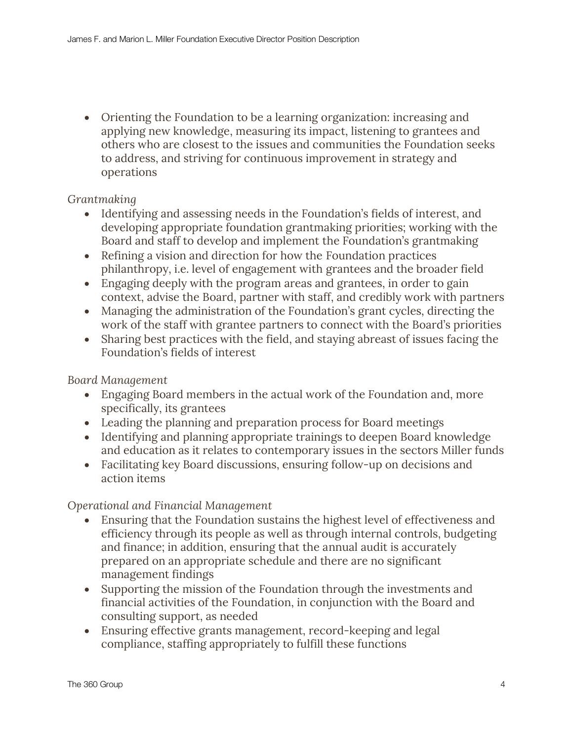- Orienting the Foundation to be a learning organization: increasing and applying new knowledge, measuring its impact, listening to grantees and others who are closest to the issues and communities the Foundation seeks to address, and striving for continuous improvement in strategy and operations

*Grantmaking*

- Identifying and assessing needs in the Foundation's fields of interest, and developing appropriate foundation grantmaking priorities; working with the Board and staff to develop and implement the Foundation's grantmaking
- Refining a vision and direction for how the Foundation practices philanthropy, i.e. level of engagement with grantees and the broader field
- Engaging deeply with the program areas and grantees, in order to gain context, advise the Board, partner with staff, and credibly work with partners
- Managing the administration of the Foundation's grant cycles, directing the work of the staff with grantee partners to connect with the Board's priorities
- Sharing best practices with the field, and staying abreast of issues facing the Foundation's fields of interest

*Board Management*

- Engaging Board members in the actual work of the Foundation and, more specifically, its grantees
- Leading the planning and preparation process for Board meetings
- Identifying and planning appropriate trainings to deepen Board knowledge and education as it relates to contemporary issues in the sectors Miller funds
- Facilitating key Board discussions, ensuring follow-up on decisions and action items

*Operational and Financial Management*

- Ensuring that the Foundation sustains the highest level of effectiveness and efficiency through its people as well as through internal controls, budgeting and finance; in addition, ensuring that the annual audit is accurately prepared on an appropriate schedule and there are no significant management findings
- Supporting the mission of the Foundation through the investments and financial activities of the Foundation, in conjunction with the Board and consulting support, as needed
- Ensuring effective grants management, record-keeping and legal compliance, staffing appropriately to fulfill these functions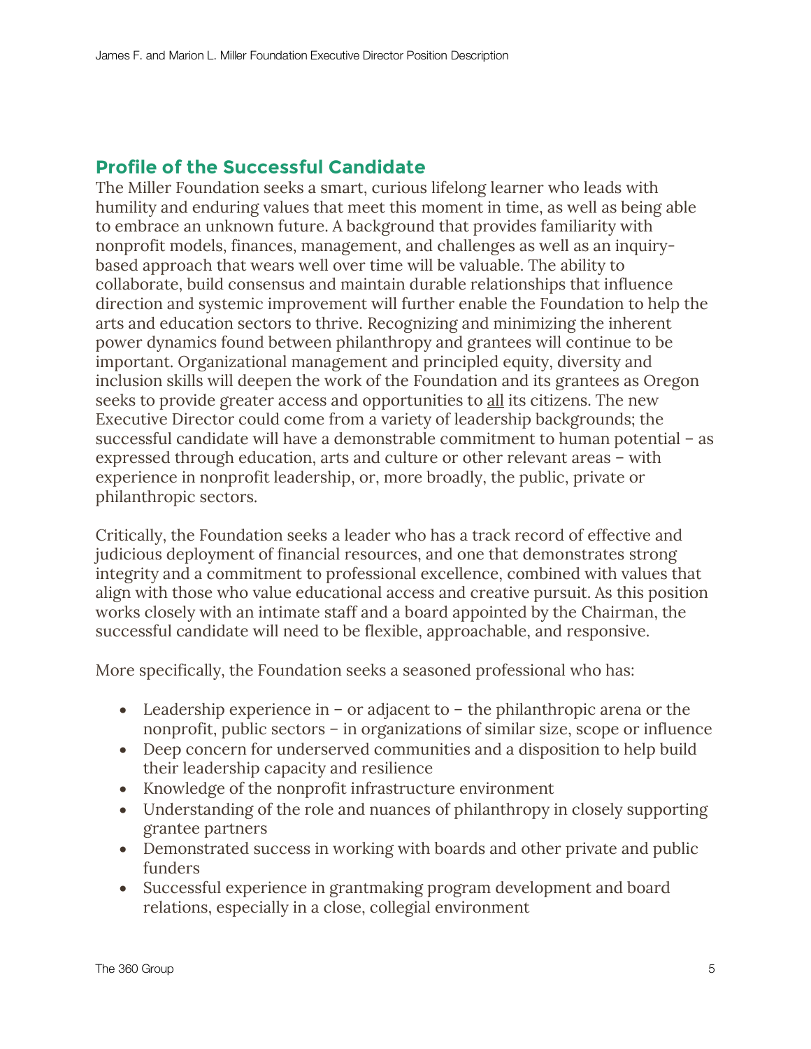## Profile of the Successful Candidate

The Miller Foundation seeks a smart, curious lifelong learner who leads with humility and enduring values that meet this moment in time, as well as being able to embrace an unknown future. A background that provides familiarity with nonprofit models, finances, management, and challenges as well as an inquiry-based approach that wears well over time will be valuable. The ability to collaborate, build consensus and maintain durable relationships that influence direction and systemic improvement will further enable the Foundation to help the arts and education sectors to thrive. Recognizing and minimizing the inherent power dynamics found between philanthropy and grantees will continue to be important. Organizational management and principled equity, diversity and inclusion skills will deepen the work of the Foundation and its grantees as Oregon seeks to provide greater access and opportunities to <u>all</u> its citizens. The new Executive Director could come from a variety of leadership backgrounds; the successful candidate will have a demonstrable commitment to human potential – as expressed through education, arts and culture or other relevant areas – with experience in nonprofit leadership, or, more broadly, the public, private or philanthropic sectors.

Critically, the Foundation seeks a leader who has a track record of effective and judicious deployment of financial resources, and one that demonstrates strong integrity and a commitment to professional excellence, combined with values that align with those who value educational access and creative pursuit. As this position works closely with an intimate staff and a board appointed by the Chairman, the successful candidate will need to be flexible, approachable, and responsive.

More specifically, the Foundation seeks a seasoned professional who has:

- Leadership experience in – or adjacent to – the philanthropic arena or the nonprofit, public sectors – in organizations of similar size, scope or influence
- Deep concern for underserved communities and a disposition to help build their leadership capacity and resilience
- Knowledge of the nonprofit infrastructure environment
- Understanding of the role and nuances of philanthropy in closely supporting grantee partners
- Demonstrated success in working with boards and other private and public funders
- Successful experience in grantmaking program development and board relations, especially in a close, collegial environment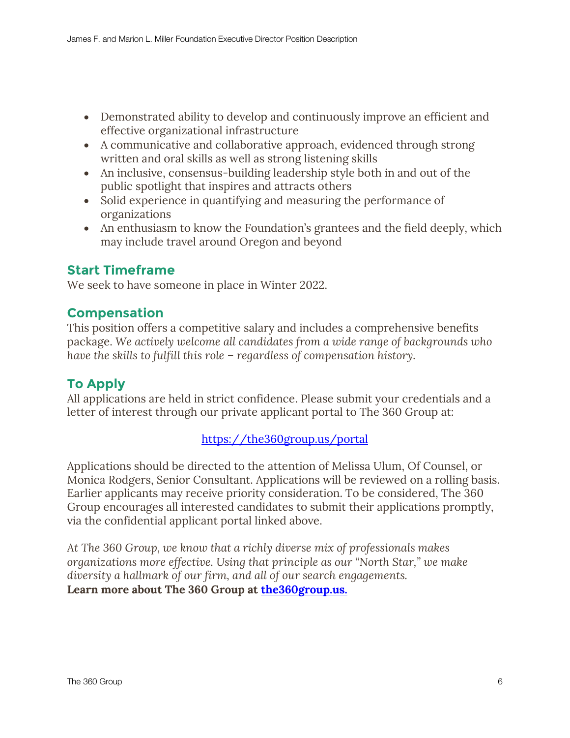- Demonstrated ability to develop and continuously improve an efficient and effective organizational infrastructure
- A communicative and collaborative approach, evidenced through strong written and oral skills as well as strong listening skills
- An inclusive, consensus-building leadership style both in and out of the public spotlight that inspires and attracts others
- Solid experience in quantifying and measuring the performance of organizations
- An enthusiasm to know the Foundation's grantees and the field deeply, which may include travel around Oregon and beyond

## Start Timeframe

We seek to have someone in place in Winter 2022.

## Compensation

This position offers a competitive salary and includes a comprehensive benefits package. *We actively welcome all candidates from a wide range of backgrounds who have the skills to fulfill this role – regardless of compensation history.*

## To Apply

All applications are held in strict confidence. Please submit your credentials and a letter of interest through our private applicant portal to The 360 Group at:

[https://the360group.us/portal](https://the360group.us/portal)

Applications should be directed to the attention of Melissa Ulum, Of Counsel, or Monica Rodgers, Senior Consultant. Applications will be reviewed on a rolling basis. Earlier applicants may receive priority consideration. To be considered, The 360 Group encourages all interested candidates to submit their applications promptly, via the confidential applicant portal linked above.

*At The 360 Group, we know that a richly diverse mix of professionals makes organizations more effective. Using that principle as our "North Star," we make diversity a hallmark of our firm, and all of our search engagements.*
**Learn more about The 360 Group at [the360group.us.](https://the360group.us)**